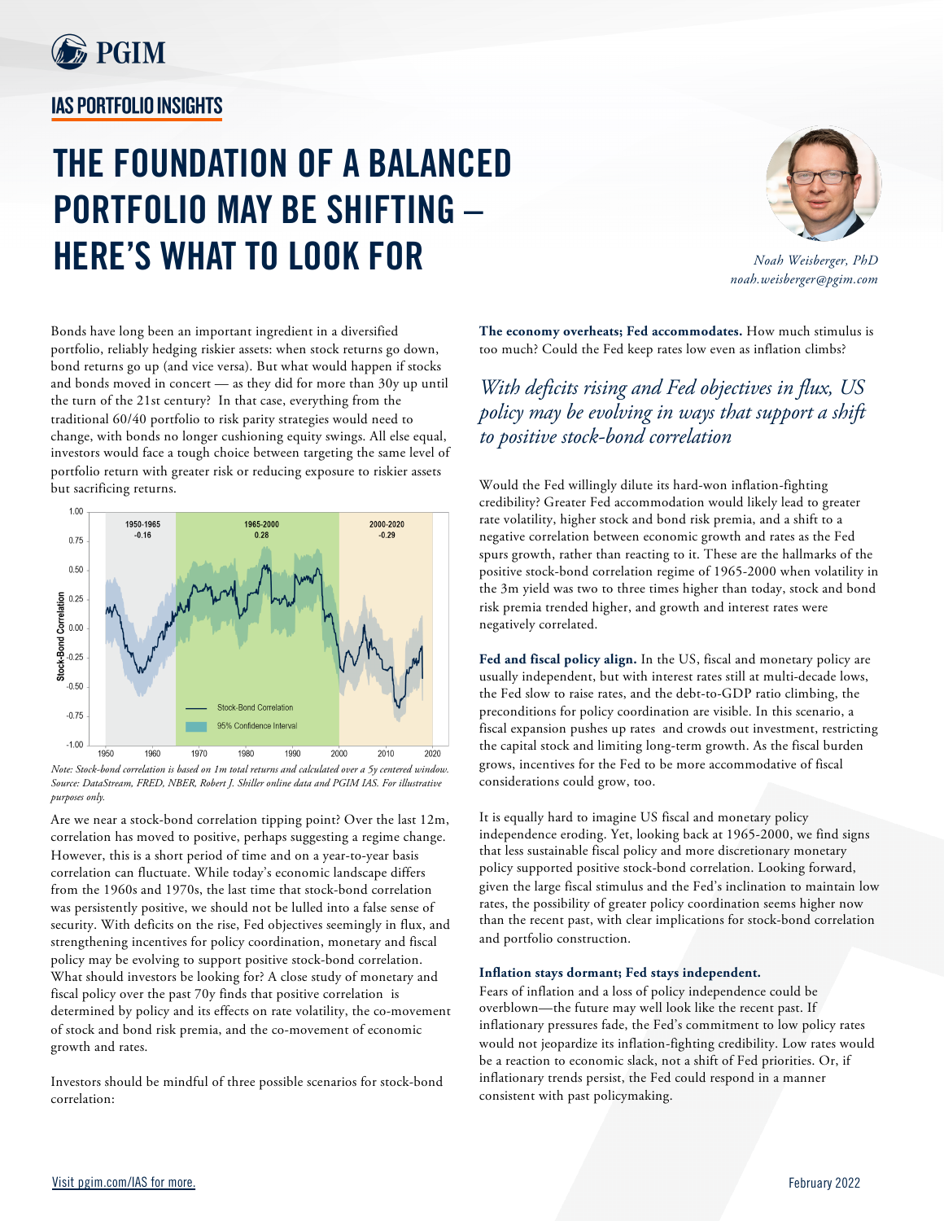# THE FOUNDATION OF A BALANCED PORTFOLIO MAY BE SHIFTING – HERE'S WHAT TO LOOK FOR

IAS PORTFOLIO INSIGHTS

*Noah Weisberger, PhD*
*noah.weisberger@pgim.com*

Bonds have long been an important ingredient in a diversified portfolio, reliably hedging riskier assets: when stock returns go down, bond returns go up (and vice versa). But what would happen if stocks and bonds moved in concert — as they did for more than 30y up until the turn of the 21st century? In that case, everything from the traditional 60/40 portfolio to risk parity strategies would need to change, with bonds no longer cushioning equity swings. All else equal, investors would face a tough choice between targeting the same level of portfolio return with greater risk or reducing exposure to riskier assets but sacrificing returns.

*Note: Stock-bond correlation is based on 1m total returns and calculated over a 5y centered window. Source: DataStream, FRED, NBER, Robert J. Shiller online data and PGIM IAS. For illustrative purposes only.*

Are we near a stock-bond correlation tipping point? Over the last 12m, correlation has moved to positive, perhaps suggesting a regime change. However, this is a short period of time and on a year-to-year basis correlation can fluctuate. While today's economic landscape differs from the 1960s and 1970s, the last time that stock-bond correlation was persistently positive, we should not be lulled into a false sense of security. With deficits on the rise, Fed objectives seemingly in flux, and strengthening incentives for policy coordination, monetary and fiscal policy may be evolving to support positive stock-bond correlation. What should investors be looking for? A close study of monetary and fiscal policy over the past 70y finds that positive correlation is determined by policy and its effects on rate volatility, the co-movement of stock and bond risk premia, and the co-movement of economic growth and rates.

Investors should be mindful of three possible scenarios for stock-bond correlation:

**The economy overheats; Fed accommodates.** How much stimulus is too much? Could the Fed keep rates low even as inflation climbs?

> *With deficits rising and Fed objectives in flux, US policy may be evolving in ways that support a shift to positive stock-bond correlation*

Would the Fed willingly dilute its hard-won inflation-fighting credibility? Greater Fed accommodation would likely lead to greater rate volatility, higher stock and bond risk premia, and a shift to a negative correlation between economic growth and rates as the Fed spurs growth, rather than reacting to it. These are the hallmarks of the positive stock-bond correlation regime of 1965-2000 when volatility in the 3m yield was two to three times higher than today, stock and bond risk premia trended higher, and growth and interest rates were negatively correlated.

**Fed and fiscal policy align.** In the US, fiscal and monetary policy are usually independent, but with interest rates still at multi-decade lows, the Fed slow to raise rates, and the debt-to-GDP ratio climbing, the preconditions for policy coordination are visible. In this scenario, a fiscal expansion pushes up rates and crowds out investment, restricting the capital stock and limiting long-term growth. As the fiscal burden grows, incentives for the Fed to be more accommodative of fiscal considerations could grow, too.

It is equally hard to imagine US fiscal and monetary policy independence eroding. Yet, looking back at 1965-2000, we find signs that less sustainable fiscal policy and more discretionary monetary policy supported positive stock-bond correlation. Looking forward, given the large fiscal stimulus and the Fed's inclination to maintain low rates, the possibility of greater policy coordination seems higher now than the recent past, with clear implications for stock-bond correlation and portfolio construction.

**Inflation stays dormant; Fed stays independent.**
Fears of inflation and a loss of policy independence could be overblown—the future may well look like the recent past. If inflationary pressures fade, the Fed's commitment to low policy rates would not jeopardize its inflation-fighting credibility. Low rates would be a reaction to economic slack, not a shift of Fed priorities. Or, if inflationary trends persist, the Fed could respond in a manner consistent with past policymaking.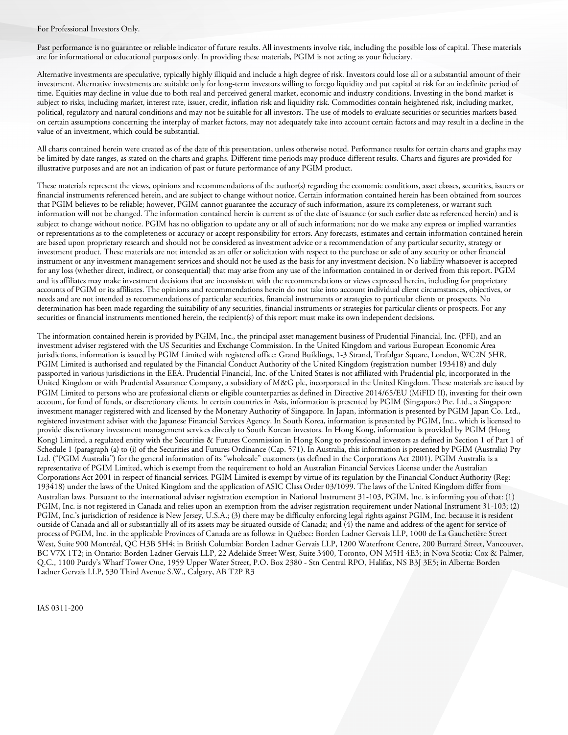For Professional Investors Only.

Past performance is no guarantee or reliable indicator of future results. All investments involve risk, including the possible loss of capital. These materials are for informational or educational purposes only. In providing these materials, PGIM is not acting as your fiduciary.

Alternative investments are speculative, typically highly illiquid and include a high degree of risk. Investors could lose all or a substantial amount of their investment. Alternative investments are suitable only for long-term investors willing to forego liquidity and put capital at risk for an indefinite period of time. Equities may decline in value due to both real and perceived general market, economic and industry conditions. Investing in the bond market is subject to risks, including market, interest rate, issuer, credit, inflation risk and liquidity risk. Commodities contain heightened risk, including market, political, regulatory and natural conditions and may not be suitable for all investors. The use of models to evaluate securities or securities markets based on certain assumptions concerning the interplay of market factors, may not adequately take into account certain factors and may result in a decline in the value of an investment, which could be substantial.

All charts contained herein were created as of the date of this presentation, unless otherwise noted. Performance results for certain charts and graphs may be limited by date ranges, as stated on the charts and graphs. Different time periods may produce different results. Charts and figures are provided for illustrative purposes and are not an indication of past or future performance of any PGIM product.

These materials represent the views, opinions and recommendations of the author(s) regarding the economic conditions, asset classes, securities, issuers or financial instruments referenced herein, and are subject to change without notice. Certain information contained herein has been obtained from sources that PGIM believes to be reliable; however, PGIM cannot guarantee the accuracy of such information, assure its completeness, or warrant such information will not be changed. The information contained herein is current as of the date of issuance (or such earlier date as referenced herein) and is subject to change without notice. PGIM has no obligation to update any or all of such information; nor do we make any express or implied warranties or representations as to the completeness or accuracy or accept responsibility for errors. Any forecasts, estimates and certain information contained herein are based upon proprietary research and should not be considered as investment advice or a recommendation of any particular security, strategy or investment product. These materials are not intended as an offer or solicitation with respect to the purchase or sale of any security or other financial instrument or any investment management services and should not be used as the basis for any investment decision. No liability whatsoever is accepted for any loss (whether direct, indirect, or consequential) that may arise from any use of the information contained in or derived from this report. PGIM and its affiliates may make investment decisions that are inconsistent with the recommendations or views expressed herein, including for proprietary accounts of PGIM or its affiliates. The opinions and recommendations herein do not take into account individual client circumstances, objectives, or needs and are not intended as recommendations of particular securities, financial instruments or strategies to particular clients or prospects. No determination has been made regarding the suitability of any securities, financial instruments or strategies for particular clients or prospects. For any securities or financial instruments mentioned herein, the recipient(s) of this report must make its own independent decisions.

The information contained herein is provided by PGIM, Inc., the principal asset management business of Prudential Financial, Inc. (PFI), and an investment adviser registered with the US Securities and Exchange Commission. In the United Kingdom and various European Economic Area jurisdictions, information is issued by PGIM Limited with registered office: Grand Buildings, 1-3 Strand, Trafalgar Square, London, WC2N 5HR. PGIM Limited is authorised and regulated by the Financial Conduct Authority of the United Kingdom (registration number 193418) and duly passported in various jurisdictions in the EEA. Prudential Financial, Inc. of the United States is not affiliated with Prudential plc, incorporated in the United Kingdom or with Prudential Assurance Company, a subsidiary of M&G plc, incorporated in the United Kingdom. These materials are issued by PGIM Limited to persons who are professional clients or eligible counterparties as defined in Directive 2014/65/EU (MiFID II), investing for their own account, for fund of funds, or discretionary clients. In certain countries in Asia, information is presented by PGIM (Singapore) Pte. Ltd., a Singapore investment manager registered with and licensed by the Monetary Authority of Singapore. In Japan, information is presented by PGIM Japan Co. Ltd., registered investment adviser with the Japanese Financial Services Agency. In South Korea, information is presented by PGIM, Inc., which is licensed to provide discretionary investment management services directly to South Korean investors. In Hong Kong, information is provided by PGIM (Hong Kong) Limited, a regulated entity with the Securities & Futures Commission in Hong Kong to professional investors as defined in Section 1 of Part 1 of Schedule 1 (paragraph (a) to (i) of the Securities and Futures Ordinance (Cap. 571). In Australia, this information is presented by PGIM (Australia) Pty Ltd. ("PGIM Australia") for the general information of its "wholesale" customers (as defined in the Corporations Act 2001). PGIM Australia is a representative of PGIM Limited, which is exempt from the requirement to hold an Australian Financial Services License under the Australian Corporations Act 2001 in respect of financial services. PGIM Limited is exempt by virtue of its regulation by the Financial Conduct Authority (Reg: 193418) under the laws of the United Kingdom and the application of ASIC Class Order 03/1099. The laws of the United Kingdom differ from Australian laws. Pursuant to the international adviser registration exemption in National Instrument 31-103, PGIM, Inc. is informing you of that: (1) PGIM, Inc. is not registered in Canada and relies upon an exemption from the adviser registration requirement under National Instrument 31-103; (2) PGIM, Inc.'s jurisdiction of residence is New Jersey, U.S.A.; (3) there may be difficulty enforcing legal rights against PGIM, Inc. because it is resident outside of Canada and all or substantially all of its assets may be situated outside of Canada; and (4) the name and address of the agent for service of process of PGIM, Inc. in the applicable Provinces of Canada are as follows: in Québec: Borden Ladner Gervais LLP, 1000 de La Gauchetière Street West, Suite 900 Montréal, QC H3B 5H4; in British Columbia: Borden Ladner Gervais LLP, 1200 Waterfront Centre, 200 Burrard Street, Vancouver, BC V7X 1T2; in Ontario: Borden Ladner Gervais LLP, 22 Adelaide Street West, Suite 3400, Toronto, ON M5H 4E3; in Nova Scotia: Cox & Palmer, Q.C., 1100 Purdy's Wharf Tower One, 1959 Upper Water Street, P.O. Box 2380 - Stn Central RPO, Halifax, NS B3J 3E5; in Alberta: Borden Ladner Gervais LLP, 530 Third Avenue S.W., Calgary, AB T2P R3

IAS 0311-200